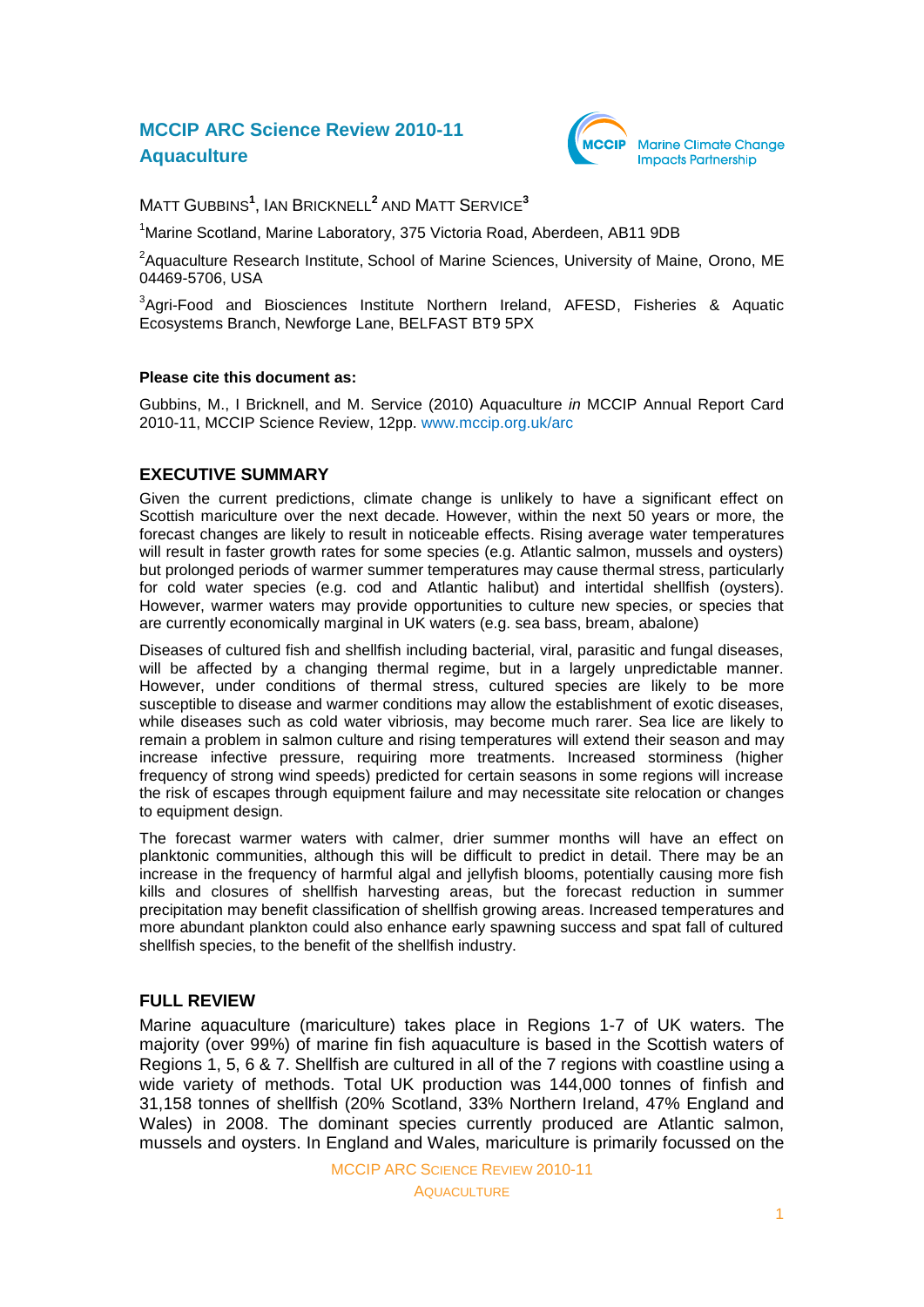# MCCIP ARC Science Review 2010-11
## Aquaculture

MCCIP Marine Climate Change Impacts Partnership

MATT GUBBINS[1], IAN BRICKNELL[2] AND MATT SERVICE[3]

[1]Marine Scotland, Marine Laboratory, 375 Victoria Road, Aberdeen, AB11 9DB

[2]Aquaculture Research Institute, School of Marine Sciences, University of Maine, Orono, ME 04469-5706, USA

[3]Agri-Food and Biosciences Institute Northern Ireland, AFESD, Fisheries & Aquatic Ecosystems Branch, Newforge Lane, BELFAST BT9 5PX

**Please cite this document as:**

Gubbins, M., I Bricknell, and M. Service (2010) Aquaculture *in* MCCIP Annual Report Card 2010-11, MCCIP Science Review, 12pp. www.mccip.org.uk/arc

## EXECUTIVE SUMMARY

Given the current predictions, climate change is unlikely to have a significant effect on Scottish mariculture over the next decade. However, within the next 50 years or more, the forecast changes are likely to result in noticeable effects. Rising average water temperatures will result in faster growth rates for some species (e.g. Atlantic salmon, mussels and oysters) but prolonged periods of warmer summer temperatures may cause thermal stress, particularly for cold water species (e.g. cod and Atlantic halibut) and intertidal shellfish (oysters). However, warmer waters may provide opportunities to culture new species, or species that are currently economically marginal in UK waters (e.g. sea bass, bream, abalone)

Diseases of cultured fish and shellfish including bacterial, viral, parasitic and fungal diseases, will be affected by a changing thermal regime, but in a largely unpredictable manner. However, under conditions of thermal stress, cultured species are likely to be more susceptible to disease and warmer conditions may allow the establishment of exotic diseases, while diseases such as cold water vibriosis, may become much rarer. Sea lice are likely to remain a problem in salmon culture and rising temperatures will extend their season and may increase infective pressure, requiring more treatments. Increased storminess (higher frequency of strong wind speeds) predicted for certain seasons in some regions will increase the risk of escapes through equipment failure and may necessitate site relocation or changes to equipment design.

The forecast warmer waters with calmer, drier summer months will have an effect on planktonic communities, although this will be difficult to predict in detail. There may be an increase in the frequency of harmful algal and jellyfish blooms, potentially causing more fish kills and closures of shellfish harvesting areas, but the forecast reduction in summer precipitation may benefit classification of shellfish growing areas. Increased temperatures and more abundant plankton could also enhance early spawning success and spat fall of cultured shellfish species, to the benefit of the shellfish industry.

## FULL REVIEW

Marine aquaculture (mariculture) takes place in Regions 1-7 of UK waters. The majority (over 99%) of marine fin fish aquaculture is based in the Scottish waters of Regions 1, 5, 6 & 7. Shellfish are cultured in all of the 7 regions with coastline using a wide variety of methods. Total UK production was 144,000 tonnes of finfish and 31,158 tonnes of shellfish (20% Scotland, 33% Northern Ireland, 47% England and Wales) in 2008. The dominant species currently produced are Atlantic salmon, mussels and oysters. In England and Wales, mariculture is primarily focussed on the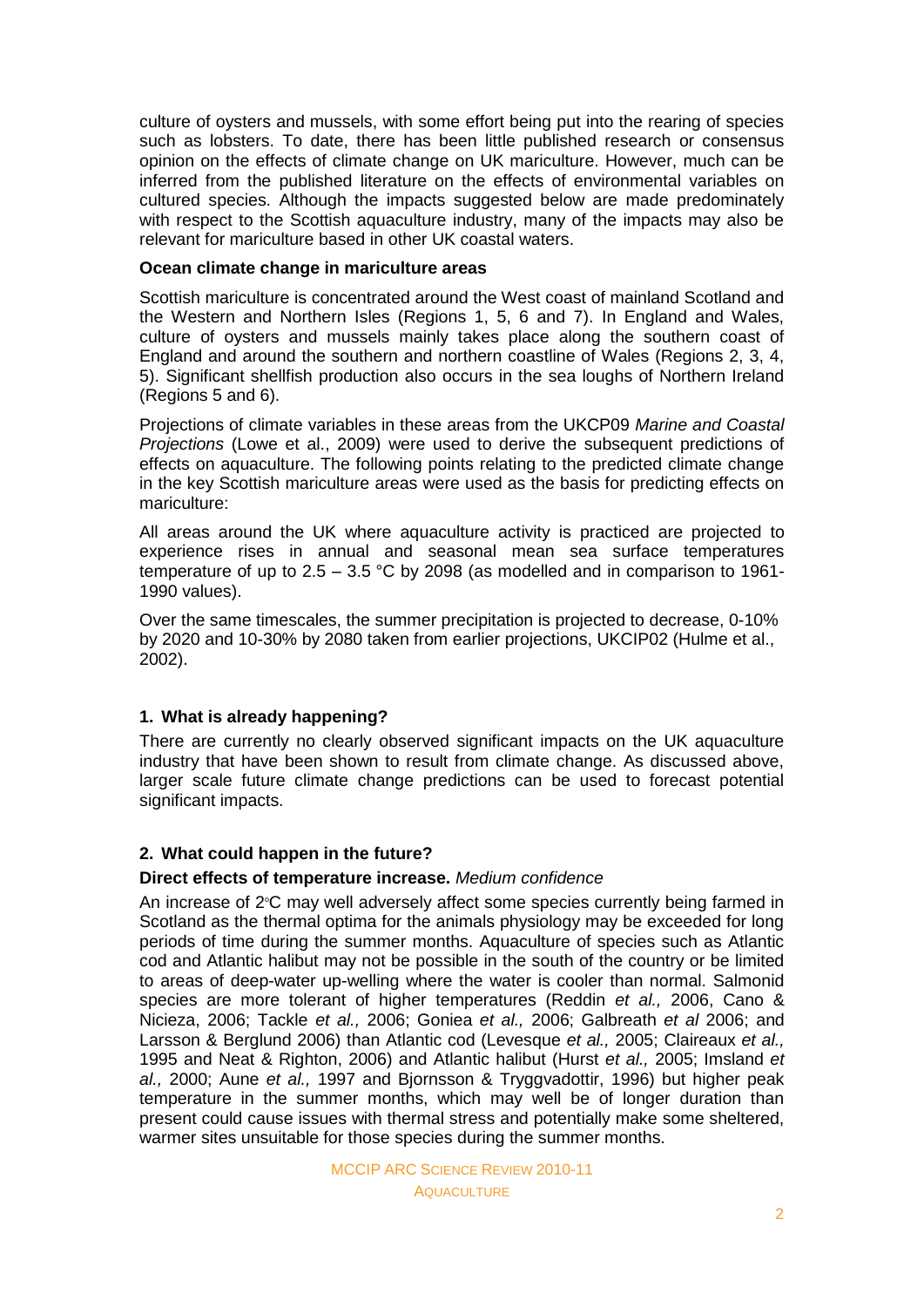culture of oysters and mussels, with some effort being put into the rearing of species such as lobsters. To date, there has been little published research or consensus opinion on the effects of climate change on UK mariculture. However, much can be inferred from the published literature on the effects of environmental variables on cultured species. Although the impacts suggested below are made predominately with respect to the Scottish aquaculture industry, many of the impacts may also be relevant for mariculture based in other UK coastal waters.

**Ocean climate change in mariculture areas**

Scottish mariculture is concentrated around the West coast of mainland Scotland and the Western and Northern Isles (Regions 1, 5, 6 and 7). In England and Wales, culture of oysters and mussels mainly takes place along the southern coast of England and around the southern and northern coastline of Wales (Regions 2, 3, 4, 5). Significant shellfish production also occurs in the sea loughs of Northern Ireland (Regions 5 and 6).

Projections of climate variables in these areas from the UKCP09 *Marine and Coastal Projections* (Lowe et al., 2009) were used to derive the subsequent predictions of effects on aquaculture. The following points relating to the predicted climate change in the key Scottish mariculture areas were used as the basis for predicting effects on mariculture:

All areas around the UK where aquaculture activity is practiced are projected to experience rises in annual and seasonal mean sea surface temperatures temperature of up to 2.5 – 3.5 °C by 2098 (as modelled and in comparison to 1961-1990 values).

Over the same timescales, the summer precipitation is projected to decrease, 0-10% by 2020 and 10-30% by 2080 taken from earlier projections, UKCIP02 (Hulme et al., 2002).

## 1. What is already happening?

There are currently no clearly observed significant impacts on the UK aquaculture industry that have been shown to result from climate change. As discussed above, larger scale future climate change predictions can be used to forecast potential significant impacts.

## 2. What could happen in the future?

**Direct effects of temperature increase.** *Medium confidence*

An increase of 2°C may well adversely affect some species currently being farmed in Scotland as the thermal optima for the animals physiology may be exceeded for long periods of time during the summer months. Aquaculture of species such as Atlantic cod and Atlantic halibut may not be possible in the south of the country or be limited to areas of deep-water up-welling where the water is cooler than normal. Salmonid species are more tolerant of higher temperatures (Reddin *et al.,* 2006, Cano & Nicieza, 2006; Tackle *et al.,* 2006; Goniea *et al.,* 2006; Galbreath *et al* 2006; and Larsson & Berglund 2006) than Atlantic cod (Levesque *et al.,* 2005; Claireaux *et al.,* 1995 and Neat & Righton, 2006) and Atlantic halibut (Hurst *et al.,* 2005; Imsland *et al.,* 2000; Aune *et al.,* 1997 and Bjornsson & Tryggvadottir, 1996) but higher peak temperature in the summer months, which may well be of longer duration than present could cause issues with thermal stress and potentially make some sheltered, warmer sites unsuitable for those species during the summer months.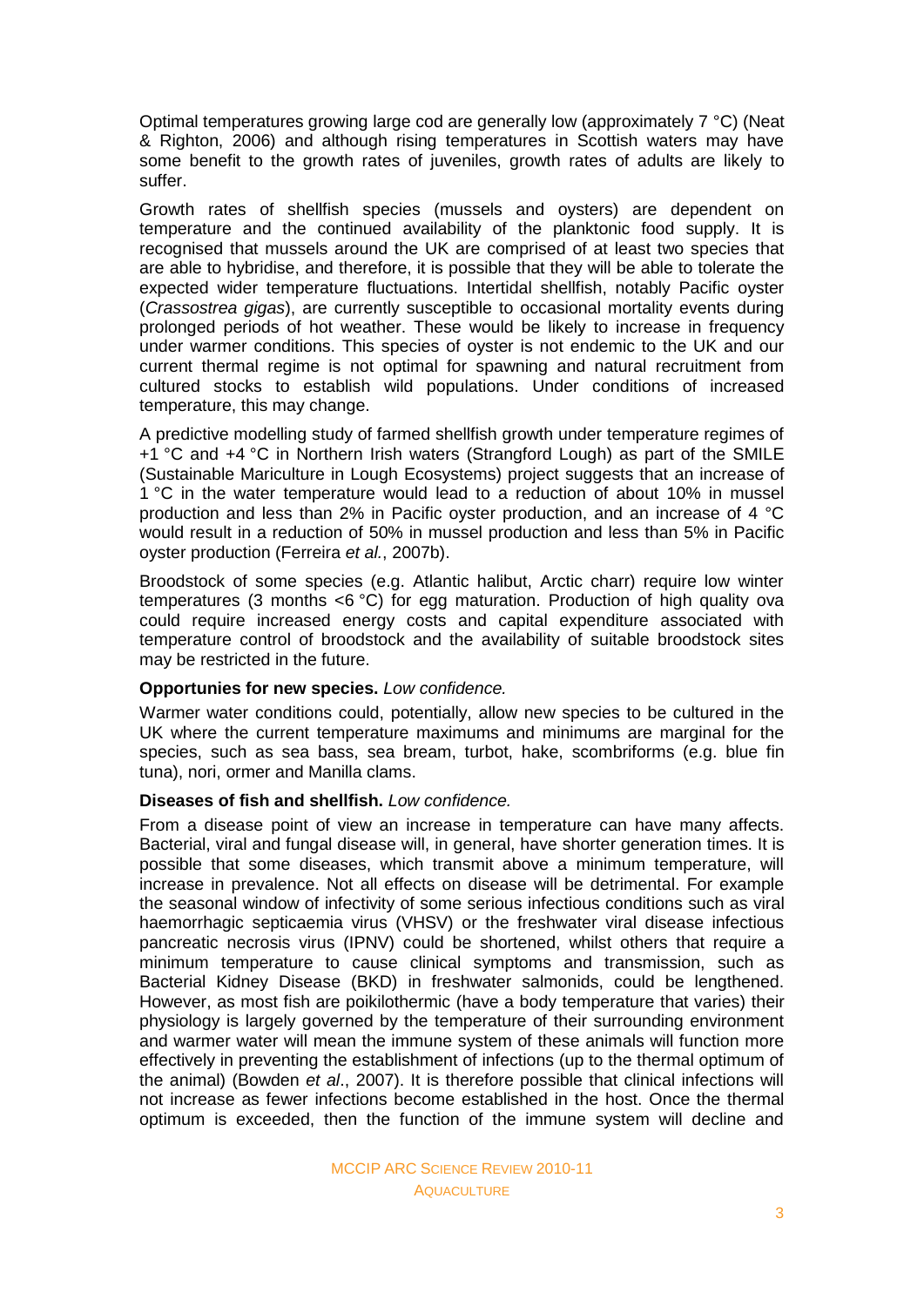Optimal temperatures growing large cod are generally low (approximately 7 °C) (Neat & Righton, 2006) and although rising temperatures in Scottish waters may have some benefit to the growth rates of juveniles, growth rates of adults are likely to suffer.

Growth rates of shellfish species (mussels and oysters) are dependent on temperature and the continued availability of the planktonic food supply. It is recognised that mussels around the UK are comprised of at least two species that are able to hybridise, and therefore, it is possible that they will be able to tolerate the expected wider temperature fluctuations. Intertidal shellfish, notably Pacific oyster (*Crassostrea gigas*), are currently susceptible to occasional mortality events during prolonged periods of hot weather. These would be likely to increase in frequency under warmer conditions. This species of oyster is not endemic to the UK and our current thermal regime is not optimal for spawning and natural recruitment from cultured stocks to establish wild populations. Under conditions of increased temperature, this may change.

A predictive modelling study of farmed shellfish growth under temperature regimes of +1 °C and +4 °C in Northern Irish waters (Strangford Lough) as part of the SMILE (Sustainable Mariculture in Lough Ecosystems) project suggests that an increase of 1 °C in the water temperature would lead to a reduction of about 10% in mussel production and less than 2% in Pacific oyster production, and an increase of 4 °C would result in a reduction of 50% in mussel production and less than 5% in Pacific oyster production (Ferreira *et al.*, 2007b).

Broodstock of some species (e.g. Atlantic halibut, Arctic charr) require low winter temperatures (3 months <6 °C) for egg maturation. Production of high quality ova could require increased energy costs and capital expenditure associated with temperature control of broodstock and the availability of suitable broodstock sites may be restricted in the future.

**Opportunies for new species.** *Low confidence.*

Warmer water conditions could, potentially, allow new species to be cultured in the UK where the current temperature maximums and minimums are marginal for the species, such as sea bass, sea bream, turbot, hake, scombriforms (e.g. blue fin tuna), nori, ormer and Manilla clams.

**Diseases of fish and shellfish.** *Low confidence.*

From a disease point of view an increase in temperature can have many affects. Bacterial, viral and fungal disease will, in general, have shorter generation times. It is possible that some diseases, which transmit above a minimum temperature, will increase in prevalence. Not all effects on disease will be detrimental. For example the seasonal window of infectivity of some serious infectious conditions such as viral haemorrhagic septicaemia virus (VHSV) or the freshwater viral disease infectious pancreatic necrosis virus (IPNV) could be shortened, whilst others that require a minimum temperature to cause clinical symptoms and transmission, such as Bacterial Kidney Disease (BKD) in freshwater salmonids, could be lengthened. However, as most fish are poikilothermic (have a body temperature that varies) their physiology is largely governed by the temperature of their surrounding environment and warmer water will mean the immune system of these animals will function more effectively in preventing the establishment of infections (up to the thermal optimum of the animal) (Bowden *et al*., 2007). It is therefore possible that clinical infections will not increase as fewer infections become established in the host. Once the thermal optimum is exceeded, then the function of the immune system will decline and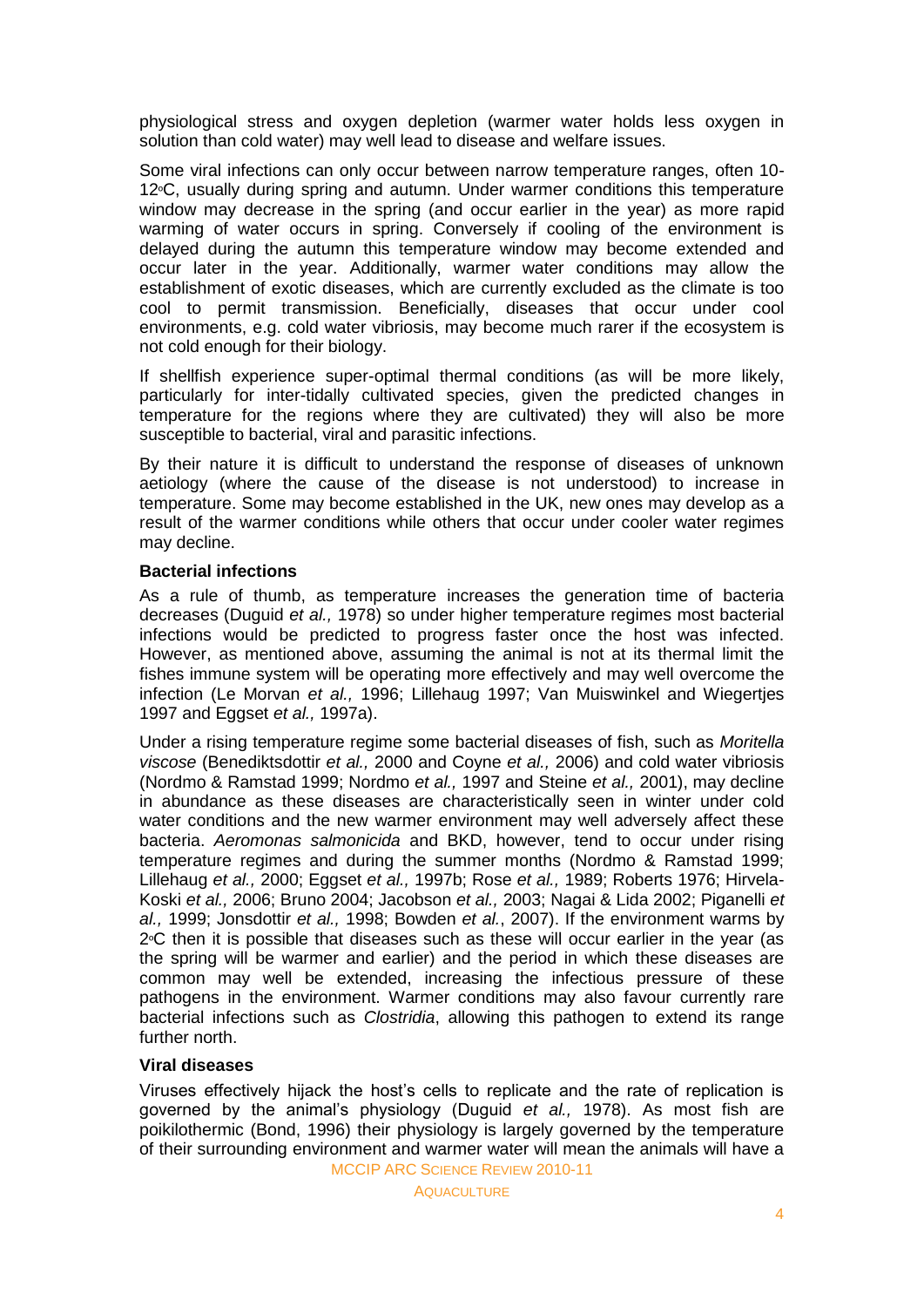physiological stress and oxygen depletion (warmer water holds less oxygen in solution than cold water) may well lead to disease and welfare issues.

Some viral infections can only occur between narrow temperature ranges, often 10-12°C, usually during spring and autumn. Under warmer conditions this temperature window may decrease in the spring (and occur earlier in the year) as more rapid warming of water occurs in spring. Conversely if cooling of the environment is delayed during the autumn this temperature window may become extended and occur later in the year. Additionally, warmer water conditions may allow the establishment of exotic diseases, which are currently excluded as the climate is too cool to permit transmission. Beneficially, diseases that occur under cool environments, e.g. cold water vibriosis, may become much rarer if the ecosystem is not cold enough for their biology.

If shellfish experience super-optimal thermal conditions (as will be more likely, particularly for inter-tidally cultivated species, given the predicted changes in temperature for the regions where they are cultivated) they will also be more susceptible to bacterial, viral and parasitic infections.

By their nature it is difficult to understand the response of diseases of unknown aetiology (where the cause of the disease is not understood) to increase in temperature. Some may become established in the UK, new ones may develop as a result of the warmer conditions while others that occur under cooler water regimes may decline.

**Bacterial infections**

As a rule of thumb, as temperature increases the generation time of bacteria decreases (Duguid *et al.,* 1978) so under higher temperature regimes most bacterial infections would be predicted to progress faster once the host was infected. However, as mentioned above, assuming the animal is not at its thermal limit the fishes immune system will be operating more effectively and may well overcome the infection (Le Morvan *et al.,* 1996; Lillehaug 1997; Van Muiswinkel and Wiegertjes 1997 and Eggset *et al.,* 1997a).

Under a rising temperature regime some bacterial diseases of fish, such as *Moritella viscose* (Benediktsdottir *et al.,* 2000 and Coyne *et al.,* 2006) and cold water vibriosis (Nordmo & Ramstad 1999; Nordmo *et al.,* 1997 and Steine *et al.,* 2001), may decline in abundance as these diseases are characteristically seen in winter under cold water conditions and the new warmer environment may well adversely affect these bacteria. *Aeromonas salmonicida* and BKD, however, tend to occur under rising temperature regimes and during the summer months (Nordmo & Ramstad 1999; Lillehaug *et al.,* 2000; Eggset *et al.,* 1997b; Rose *et al.,* 1989; Roberts 1976; Hirvela-Koski *et al.,* 2006; Bruno 2004; Jacobson *et al.,* 2003; Nagai & Lida 2002; Piganelli *et al.,* 1999; Jonsdottir *et al.,* 1998; Bowden *et al.*, 2007). If the environment warms by 2°C then it is possible that diseases such as these will occur earlier in the year (as the spring will be warmer and earlier) and the period in which these diseases are common may well be extended, increasing the infectious pressure of these pathogens in the environment. Warmer conditions may also favour currently rare bacterial infections such as *Clostridia*, allowing this pathogen to extend its range further north.

**Viral diseases**

Viruses effectively hijack the host's cells to replicate and the rate of replication is governed by the animal's physiology (Duguid *et al.,* 1978). As most fish are poikilothermic (Bond, 1996) their physiology is largely governed by the temperature of their surrounding environment and warmer water will mean the animals will have a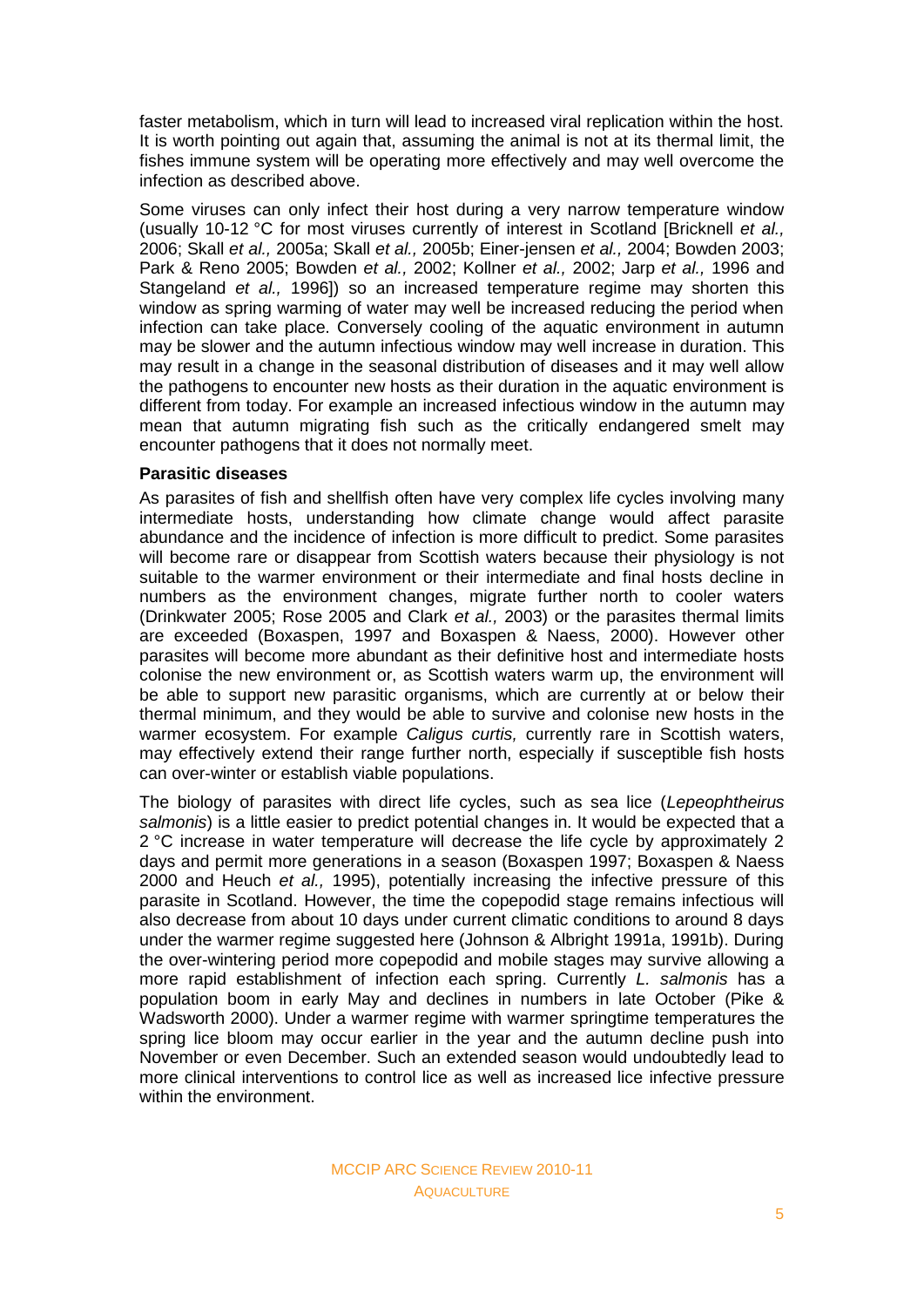faster metabolism, which in turn will lead to increased viral replication within the host. It is worth pointing out again that, assuming the animal is not at its thermal limit, the fishes immune system will be operating more effectively and may well overcome the infection as described above.

Some viruses can only infect their host during a very narrow temperature window (usually 10-12 °C for most viruses currently of interest in Scotland [Bricknell *et al.,* 2006; Skall *et al.,* 2005a; Skall *et al.,* 2005b; Einer-jensen *et al.,* 2004; Bowden 2003; Park & Reno 2005; Bowden *et al.,* 2002; Kollner *et al.,* 2002; Jarp *et al.,* 1996 and Stangeland *et al.,* 1996]) so an increased temperature regime may shorten this window as spring warming of water may well be increased reducing the period when infection can take place. Conversely cooling of the aquatic environment in autumn may be slower and the autumn infectious window may well increase in duration. This may result in a change in the seasonal distribution of diseases and it may well allow the pathogens to encounter new hosts as their duration in the aquatic environment is different from today. For example an increased infectious window in the autumn may mean that autumn migrating fish such as the critically endangered smelt may encounter pathogens that it does not normally meet.

**Parasitic diseases**

As parasites of fish and shellfish often have very complex life cycles involving many intermediate hosts, understanding how climate change would affect parasite abundance and the incidence of infection is more difficult to predict. Some parasites will become rare or disappear from Scottish waters because their physiology is not suitable to the warmer environment or their intermediate and final hosts decline in numbers as the environment changes, migrate further north to cooler waters (Drinkwater 2005; Rose 2005 and Clark *et al.,* 2003) or the parasites thermal limits are exceeded (Boxaspen, 1997 and Boxaspen & Naess, 2000). However other parasites will become more abundant as their definitive host and intermediate hosts colonise the new environment or, as Scottish waters warm up, the environment will be able to support new parasitic organisms, which are currently at or below their thermal minimum, and they would be able to survive and colonise new hosts in the warmer ecosystem. For example *Caligus curtis,* currently rare in Scottish waters, may effectively extend their range further north, especially if susceptible fish hosts can over-winter or establish viable populations.

The biology of parasites with direct life cycles, such as sea lice (*Lepeophtheirus salmonis*) is a little easier to predict potential changes in. It would be expected that a 2 °C increase in water temperature will decrease the life cycle by approximately 2 days and permit more generations in a season (Boxaspen 1997; Boxaspen & Naess 2000 and Heuch *et al.,* 1995), potentially increasing the infective pressure of this parasite in Scotland. However, the time the copepodid stage remains infectious will also decrease from about 10 days under current climatic conditions to around 8 days under the warmer regime suggested here (Johnson & Albright 1991a, 1991b). During the over-wintering period more copepodid and mobile stages may survive allowing a more rapid establishment of infection each spring. Currently *L. salmonis* has a population boom in early May and declines in numbers in late October (Pike & Wadsworth 2000). Under a warmer regime with warmer springtime temperatures the spring lice bloom may occur earlier in the year and the autumn decline push into November or even December. Such an extended season would undoubtedly lead to more clinical interventions to control lice as well as increased lice infective pressure within the environment.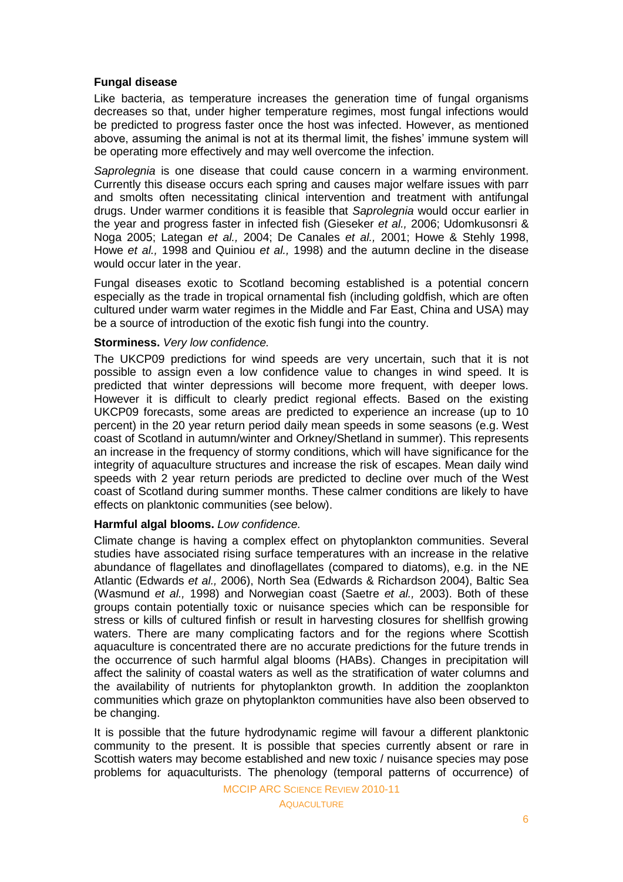**Fungal disease**

Like bacteria, as temperature increases the generation time of fungal organisms decreases so that, under higher temperature regimes, most fungal infections would be predicted to progress faster once the host was infected. However, as mentioned above, assuming the animal is not at its thermal limit, the fishes' immune system will be operating more effectively and may well overcome the infection.

*Saprolegnia* is one disease that could cause concern in a warming environment. Currently this disease occurs each spring and causes major welfare issues with parr and smolts often necessitating clinical intervention and treatment with antifungal drugs. Under warmer conditions it is feasible that *Saprolegnia* would occur earlier in the year and progress faster in infected fish (Gieseker *et al.,* 2006; Udomkusonsri & Noga 2005; Lategan *et al.,* 2004; De Canales *et al.,* 2001; Howe & Stehly 1998, Howe *et al.,* 1998 and Quiniou *et al.,* 1998) and the autumn decline in the disease would occur later in the year.

Fungal diseases exotic to Scotland becoming established is a potential concern especially as the trade in tropical ornamental fish (including goldfish, which are often cultured under warm water regimes in the Middle and Far East, China and USA) may be a source of introduction of the exotic fish fungi into the country.

**Storminess.** *Very low confidence.*

The UKCP09 predictions for wind speeds are very uncertain, such that it is not possible to assign even a low confidence value to changes in wind speed. It is predicted that winter depressions will become more frequent, with deeper lows. However it is difficult to clearly predict regional effects. Based on the existing UKCP09 forecasts, some areas are predicted to experience an increase (up to 10 percent) in the 20 year return period daily mean speeds in some seasons (e.g. West coast of Scotland in autumn/winter and Orkney/Shetland in summer). This represents an increase in the frequency of stormy conditions, which will have significance for the integrity of aquaculture structures and increase the risk of escapes. Mean daily wind speeds with 2 year return periods are predicted to decline over much of the West coast of Scotland during summer months. These calmer conditions are likely to have effects on planktonic communities (see below).

**Harmful algal blooms.** *Low confidence.*

Climate change is having a complex effect on phytoplankton communities. Several studies have associated rising surface temperatures with an increase in the relative abundance of flagellates and dinoflagellates (compared to diatoms), e.g. in the NE Atlantic (Edwards *et al.,* 2006), North Sea (Edwards & Richardson 2004), Baltic Sea (Wasmund *et al.,* 1998) and Norwegian coast (Saetre *et al.,* 2003). Both of these groups contain potentially toxic or nuisance species which can be responsible for stress or kills of cultured finfish or result in harvesting closures for shellfish growing waters. There are many complicating factors and for the regions where Scottish aquaculture is concentrated there are no accurate predictions for the future trends in the occurrence of such harmful algal blooms (HABs). Changes in precipitation will affect the salinity of coastal waters as well as the stratification of water columns and the availability of nutrients for phytoplankton growth. In addition the zooplankton communities which graze on phytoplankton communities have also been observed to be changing.

It is possible that the future hydrodynamic regime will favour a different planktonic community to the present. It is possible that species currently absent or rare in Scottish waters may become established and new toxic / nuisance species may pose problems for aquaculturists. The phenology (temporal patterns of occurrence) of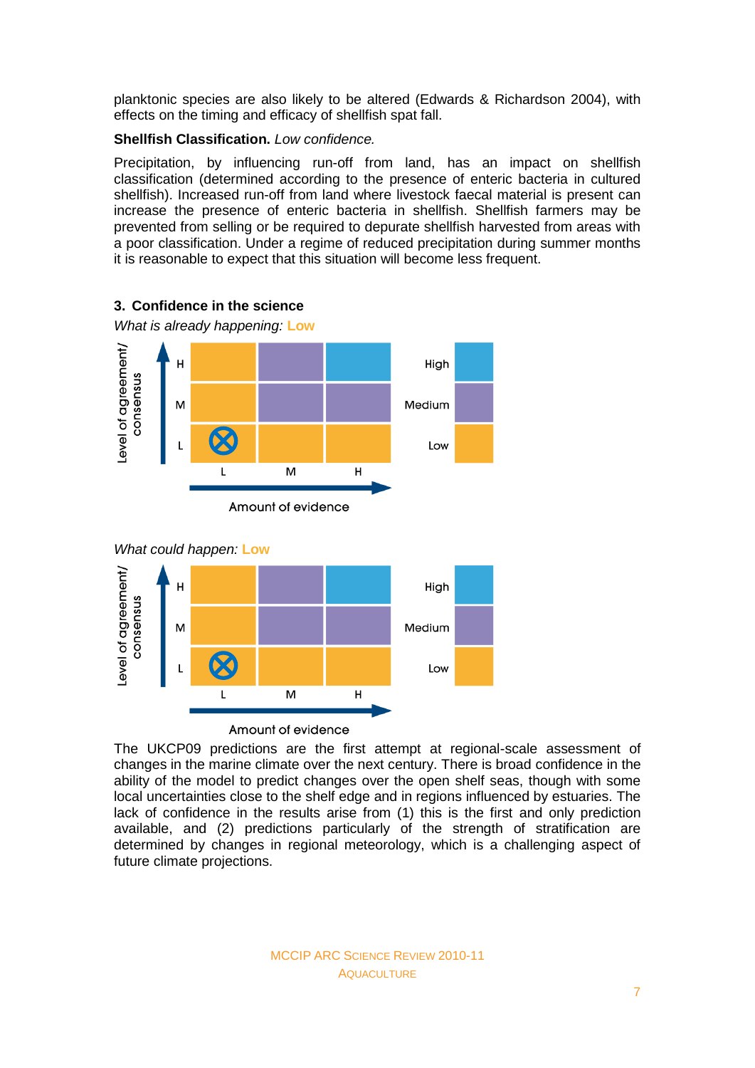planktonic species are also likely to be altered (Edwards & Richardson 2004), with effects on the timing and efficacy of shellfish spat fall.

**Shellfish Classification.** *Low confidence.*

Precipitation, by influencing run-off from land, has an impact on shellfish classification (determined according to the presence of enteric bacteria in cultured shellfish). Increased run-off from land where livestock faecal material is present can increase the presence of enteric bacteria in shellfish. Shellfish farmers may be prevented from selling or be required to depurate shellfish harvested from areas with a poor classification. Under a regime of reduced precipitation during summer months it is reasonable to expect that this situation will become less frequent.

## 3. Confidence in the science

*What is already happening:* Low

| Level of agreement/ consensus | L | M | H |
|---|---|---|---|
| H | | | |
| M | | | |
| L | ⊗ | | |

Amount of evidence

Key: High, Medium, Low

*What could happen:* Low

| Level of agreement/ consensus | L | M | H |
|---|---|---|---|
| H | | | |
| M | | | |
| L | ⊗ | | |

Amount of evidence

Key: High, Medium, Low

The UKCP09 predictions are the first attempt at regional-scale assessment of changes in the marine climate over the next century. There is broad confidence in the ability of the model to predict changes over the open shelf seas, though with some local uncertainties close to the shelf edge and in regions influenced by estuaries. The lack of confidence in the results arise from (1) this is the first and only prediction available, and (2) predictions particularly of the strength of stratification are determined by changes in regional meteorology, which is a challenging aspect of future climate projections.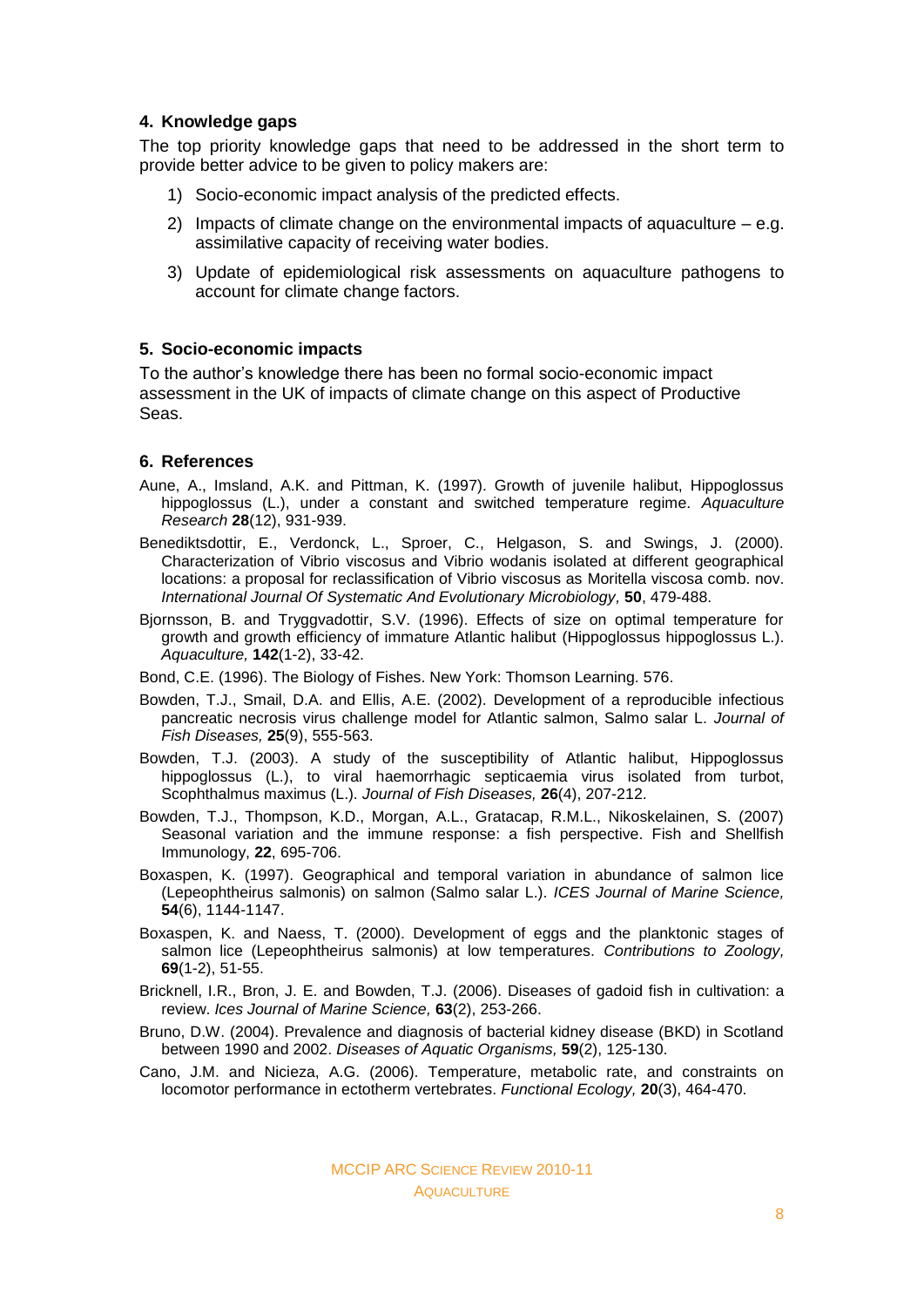## 4. Knowledge gaps

The top priority knowledge gaps that need to be addressed in the short term to provide better advice to be given to policy makers are:

1) Socio-economic impact analysis of the predicted effects.
2) Impacts of climate change on the environmental impacts of aquaculture – e.g. assimilative capacity of receiving water bodies.
3) Update of epidemiological risk assessments on aquaculture pathogens to account for climate change factors.

## 5. Socio-economic impacts

To the author's knowledge there has been no formal socio-economic impact assessment in the UK of impacts of climate change on this aspect of Productive Seas.

## 6. References

Aune, A., Imsland, A.K. and Pittman, K. (1997). Growth of juvenile halibut, Hippoglossus hippoglossus (L.), under a constant and switched temperature regime. *Aquaculture Research* **28**(12), 931-939.

Benediktsdottir, E., Verdonck, L., Sproer, C., Helgason, S. and Swings, J. (2000). Characterization of Vibrio viscosus and Vibrio wodanis isolated at different geographical locations: a proposal for reclassification of Vibrio viscosus as Moritella viscosa comb. nov. *International Journal Of Systematic And Evolutionary Microbiology,* **50**, 479-488.

Bjornsson, B. and Tryggvadottir, S.V. (1996). Effects of size on optimal temperature for growth and growth efficiency of immature Atlantic halibut (Hippoglossus hippoglossus L.). *Aquaculture,* **142**(1-2), 33-42.

Bond, C.E. (1996). The Biology of Fishes. New York: Thomson Learning. 576.

Bowden, T.J., Smail, D.A. and Ellis, A.E. (2002). Development of a reproducible infectious pancreatic necrosis virus challenge model for Atlantic salmon, Salmo salar L. *Journal of Fish Diseases,* **25**(9), 555-563.

Bowden, T.J. (2003). A study of the susceptibility of Atlantic halibut, Hippoglossus hippoglossus (L.), to viral haemorrhagic septicaemia virus isolated from turbot, Scophthalmus maximus (L.). *Journal of Fish Diseases,* **26**(4), 207-212.

Bowden, T.J., Thompson, K.D., Morgan, A.L., Gratacap, R.M.L., Nikoskelainen, S. (2007) Seasonal variation and the immune response: a fish perspective. Fish and Shellfish Immunology, **22**, 695-706.

Boxaspen, K. (1997). Geographical and temporal variation in abundance of salmon lice (Lepeophtheirus salmonis) on salmon (Salmo salar L.). *ICES Journal of Marine Science,* **54**(6), 1144-1147.

Boxaspen, K. and Naess, T. (2000). Development of eggs and the planktonic stages of salmon lice (Lepeophtheirus salmonis) at low temperatures. *Contributions to Zoology,* **69**(1-2), 51-55.

Bricknell, I.R., Bron, J. E. and Bowden, T.J. (2006). Diseases of gadoid fish in cultivation: a review. *Ices Journal of Marine Science,* **63**(2), 253-266.

Bruno, D.W. (2004). Prevalence and diagnosis of bacterial kidney disease (BKD) in Scotland between 1990 and 2002. *Diseases of Aquatic Organisms,* **59**(2), 125-130.

Cano, J.M. and Nicieza, A.G. (2006). Temperature, metabolic rate, and constraints on locomotor performance in ectotherm vertebrates. *Functional Ecology,* **20**(3), 464-470.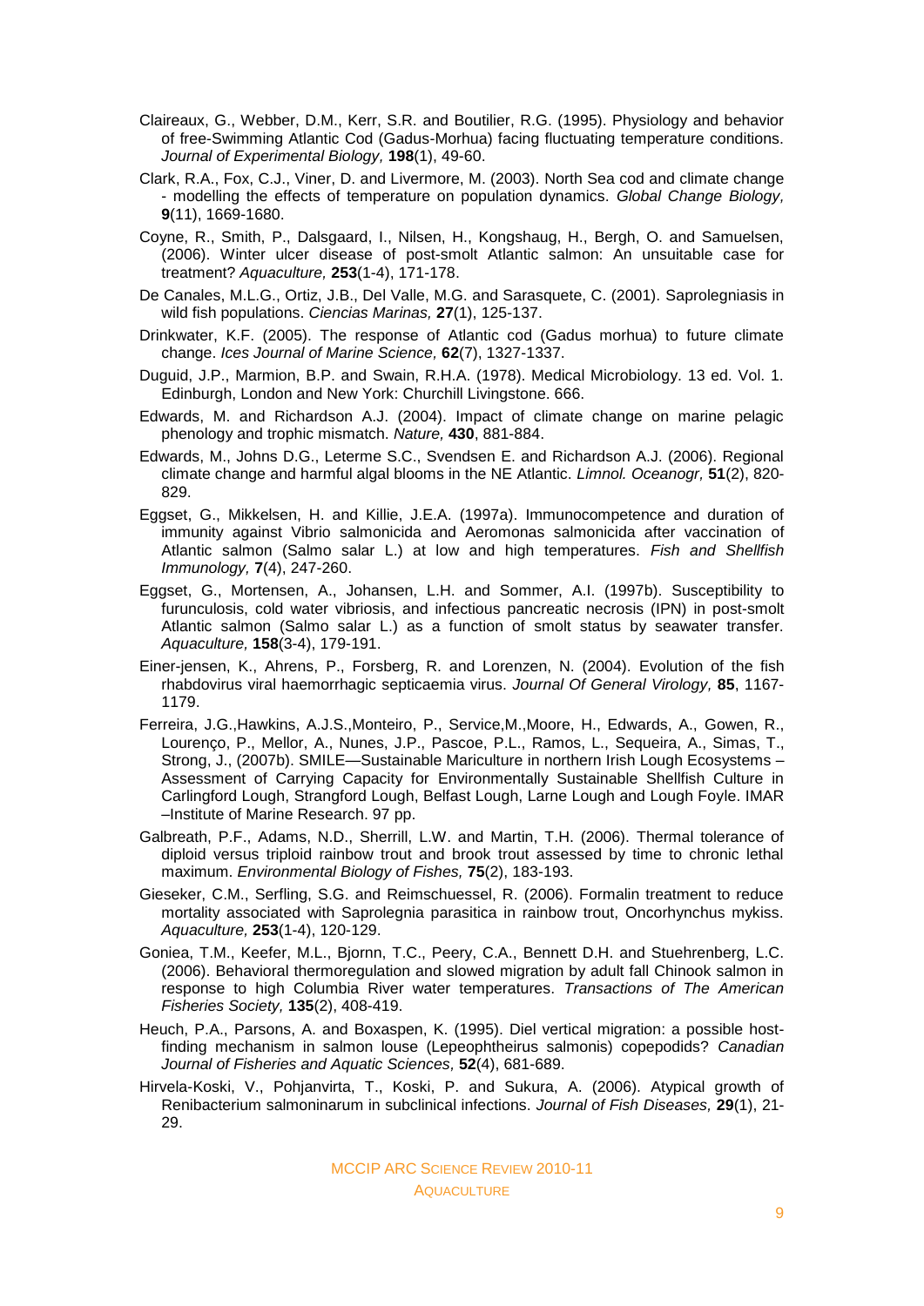Claireaux, G., Webber, D.M., Kerr, S.R. and Boutilier, R.G. (1995). Physiology and behavior of free-Swimming Atlantic Cod (Gadus-Morhua) facing fluctuating temperature conditions. *Journal of Experimental Biology,* **198**(1), 49-60.

Clark, R.A., Fox, C.J., Viner, D. and Livermore, M. (2003). North Sea cod and climate change - modelling the effects of temperature on population dynamics. *Global Change Biology,* **9**(11), 1669-1680.

Coyne, R., Smith, P., Dalsgaard, I., Nilsen, H., Kongshaug, H., Bergh, O. and Samuelsen, (2006). Winter ulcer disease of post-smolt Atlantic salmon: An unsuitable case for treatment? *Aquaculture,* **253**(1-4), 171-178.

De Canales, M.L.G., Ortiz, J.B., Del Valle, M.G. and Sarasquete, C. (2001). Saprolegniasis in wild fish populations. *Ciencias Marinas,* **27**(1), 125-137.

Drinkwater, K.F. (2005). The response of Atlantic cod (Gadus morhua) to future climate change. *Ices Journal of Marine Science,* **62**(7), 1327-1337.

Duguid, J.P., Marmion, B.P. and Swain, R.H.A. (1978). Medical Microbiology. 13 ed. Vol. 1. Edinburgh, London and New York: Churchill Livingstone. 666.

Edwards, M. and Richardson A.J. (2004). Impact of climate change on marine pelagic phenology and trophic mismatch. *Nature,* **430**, 881-884.

Edwards, M., Johns D.G., Leterme S.C., Svendsen E. and Richardson A.J. (2006). Regional climate change and harmful algal blooms in the NE Atlantic. *Limnol. Oceanogr,* **51**(2), 820-829.

Eggset, G., Mikkelsen, H. and Killie, J.E.A. (1997a). Immunocompetence and duration of immunity against Vibrio salmonicida and Aeromonas salmonicida after vaccination of Atlantic salmon (Salmo salar L.) at low and high temperatures. *Fish and Shellfish Immunology,* **7**(4), 247-260.

Eggset, G., Mortensen, A., Johansen, L.H. and Sommer, A.I. (1997b). Susceptibility to furunculosis, cold water vibriosis, and infectious pancreatic necrosis (IPN) in post-smolt Atlantic salmon (Salmo salar L.) as a function of smolt status by seawater transfer. *Aquaculture,* **158**(3-4), 179-191.

Einer-jensen, K., Ahrens, P., Forsberg, R. and Lorenzen, N. (2004). Evolution of the fish rhabdovirus viral haemorrhagic septicaemia virus. *Journal Of General Virology,* **85**, 1167-1179.

Ferreira, J.G.,Hawkins, A.J.S.,Monteiro, P., Service,M.,Moore, H., Edwards, A., Gowen, R., Lourenço, P., Mellor, A., Nunes, J.P., Pascoe, P.L., Ramos, L., Sequeira, A., Simas, T., Strong, J., (2007b). SMILE—Sustainable Mariculture in northern Irish Lough Ecosystems – Assessment of Carrying Capacity for Environmentally Sustainable Shellfish Culture in Carlingford Lough, Strangford Lough, Belfast Lough, Larne Lough and Lough Foyle. IMAR –Institute of Marine Research. 97 pp.

Galbreath, P.F., Adams, N.D., Sherrill, L.W. and Martin, T.H. (2006). Thermal tolerance of diploid versus triploid rainbow trout and brook trout assessed by time to chronic lethal maximum. *Environmental Biology of Fishes,* **75**(2), 183-193.

Gieseker, C.M., Serfling, S.G. and Reimschuessel, R. (2006). Formalin treatment to reduce mortality associated with Saprolegnia parasitica in rainbow trout, Oncorhynchus mykiss. *Aquaculture,* **253**(1-4), 120-129.

Goniea, T.M., Keefer, M.L., Bjornn, T.C., Peery, C.A., Bennett D.H. and Stuehrenberg, L.C. (2006). Behavioral thermoregulation and slowed migration by adult fall Chinook salmon in response to high Columbia River water temperatures. *Transactions of The American Fisheries Society,* **135**(2), 408-419.

Heuch, P.A., Parsons, A. and Boxaspen, K. (1995). Diel vertical migration: a possible host-finding mechanism in salmon louse (Lepeophtheirus salmonis) copepodids? *Canadian Journal of Fisheries and Aquatic Sciences,* **52**(4), 681-689.

Hirvela-Koski, V., Pohjanvirta, T., Koski, P. and Sukura, A. (2006). Atypical growth of Renibacterium salmoninarum in subclinical infections. *Journal of Fish Diseases,* **29**(1), 21-29.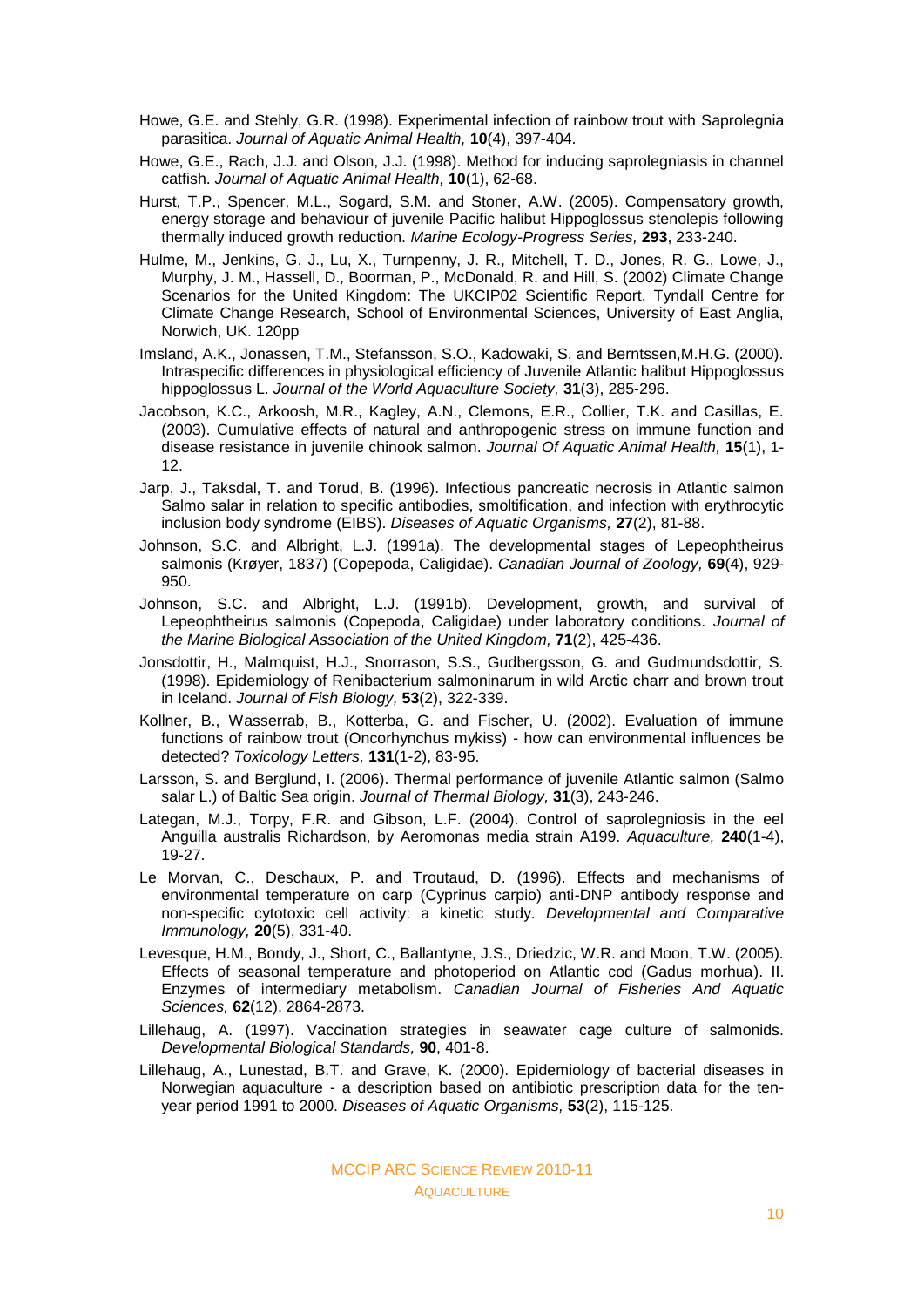Howe, G.E. and Stehly, G.R. (1998). Experimental infection of rainbow trout with Saprolegnia parasitica. *Journal of Aquatic Animal Health,* **10**(4), 397-404.

Howe, G.E., Rach, J.J. and Olson, J.J. (1998). Method for inducing saprolegniasis in channel catfish. *Journal of Aquatic Animal Health,* **10**(1), 62-68.

Hurst, T.P., Spencer, M.L., Sogard, S.M. and Stoner, A.W. (2005). Compensatory growth, energy storage and behaviour of juvenile Pacific halibut Hippoglossus stenolepis following thermally induced growth reduction. *Marine Ecology-Progress Series,* **293**, 233-240.

Hulme, M., Jenkins, G. J., Lu, X., Turnpenny, J. R., Mitchell, T. D., Jones, R. G., Lowe, J., Murphy, J. M., Hassell, D., Boorman, P., McDonald, R. and Hill, S. (2002) Climate Change Scenarios for the United Kingdom: The UKCIP02 Scientific Report. Tyndall Centre for Climate Change Research, School of Environmental Sciences, University of East Anglia, Norwich, UK. 120pp

Imsland, A.K., Jonassen, T.M., Stefansson, S.O., Kadowaki, S. and Berntssen,M.H.G. (2000). Intraspecific differences in physiological efficiency of Juvenile Atlantic halibut Hippoglossus hippoglossus L. *Journal of the World Aquaculture Society,* **31**(3), 285-296.

Jacobson, K.C., Arkoosh, M.R., Kagley, A.N., Clemons, E.R., Collier, T.K. and Casillas, E. (2003). Cumulative effects of natural and anthropogenic stress on immune function and disease resistance in juvenile chinook salmon. *Journal Of Aquatic Animal Health,* **15**(1), 1-12.

Jarp, J., Taksdal, T. and Torud, B. (1996). Infectious pancreatic necrosis in Atlantic salmon Salmo salar in relation to specific antibodies, smoltification, and infection with erythrocytic inclusion body syndrome (EIBS). *Diseases of Aquatic Organisms,* **27**(2), 81-88.

Johnson, S.C. and Albright, L.J. (1991a). The developmental stages of Lepeophtheirus salmonis (Krøyer, 1837) (Copepoda, Caligidae). *Canadian Journal of Zoology,* **69**(4), 929-950.

Johnson, S.C. and Albright, L.J. (1991b). Development, growth, and survival of Lepeophtheirus salmonis (Copepoda, Caligidae) under laboratory conditions. *Journal of the Marine Biological Association of the United Kingdom,* **71**(2), 425-436.

Jonsdottir, H., Malmquist, H.J., Snorrason, S.S., Gudbergsson, G. and Gudmundsdottir, S. (1998). Epidemiology of Renibacterium salmoninarum in wild Arctic charr and brown trout in Iceland. *Journal of Fish Biology,* **53**(2), 322-339.

Kollner, B., Wasserrab, B., Kotterba, G. and Fischer, U. (2002). Evaluation of immune functions of rainbow trout (Oncorhynchus mykiss) - how can environmental influences be detected? *Toxicology Letters,* **131**(1-2), 83-95.

Larsson, S. and Berglund, I. (2006). Thermal performance of juvenile Atlantic salmon (Salmo salar L.) of Baltic Sea origin. *Journal of Thermal Biology,* **31**(3), 243-246.

Lategan, M.J., Torpy, F.R. and Gibson, L.F. (2004). Control of saprolegniosis in the eel Anguilla australis Richardson, by Aeromonas media strain A199. *Aquaculture,* **240**(1-4), 19-27.

Le Morvan, C., Deschaux, P. and Troutaud, D. (1996). Effects and mechanisms of environmental temperature on carp (Cyprinus carpio) anti-DNP antibody response and non-specific cytotoxic cell activity: a kinetic study. *Developmental and Comparative Immunology,* **20**(5), 331-40.

Levesque, H.M., Bondy, J., Short, C., Ballantyne, J.S., Driedzic, W.R. and Moon, T.W. (2005). Effects of seasonal temperature and photoperiod on Atlantic cod (Gadus morhua). II. Enzymes of intermediary metabolism. *Canadian Journal of Fisheries And Aquatic Sciences,* **62**(12), 2864-2873.

Lillehaug, A. (1997). Vaccination strategies in seawater cage culture of salmonids. *Developmental Biological Standards,* **90**, 401-8.

Lillehaug, A., Lunestad, B.T. and Grave, K. (2000). Epidemiology of bacterial diseases in Norwegian aquaculture - a description based on antibiotic prescription data for the ten-year period 1991 to 2000. *Diseases of Aquatic Organisms,* **53**(2), 115-125.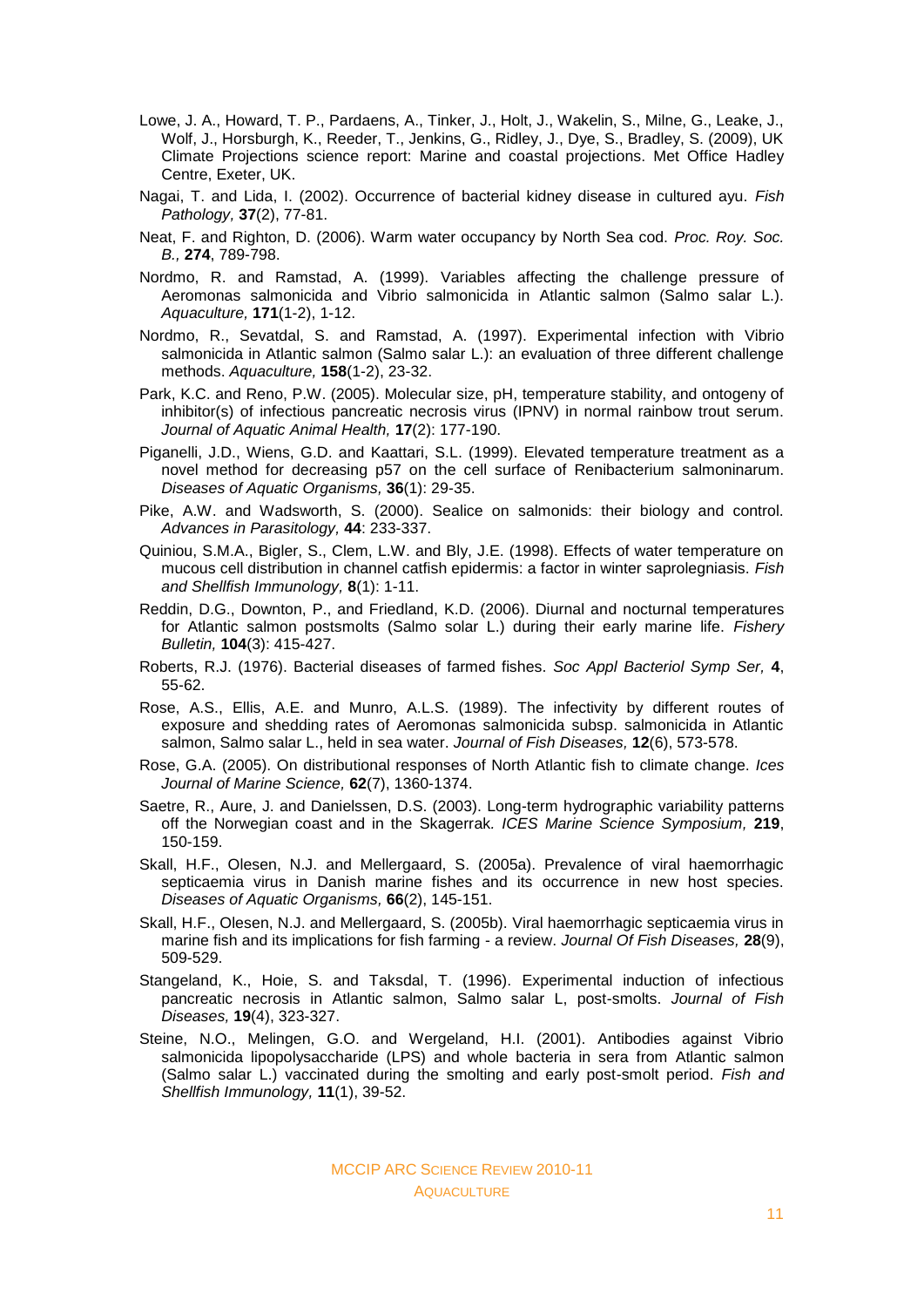Lowe, J. A., Howard, T. P., Pardaens, A., Tinker, J., Holt, J., Wakelin, S., Milne, G., Leake, J., Wolf, J., Horsburgh, K., Reeder, T., Jenkins, G., Ridley, J., Dye, S., Bradley, S. (2009), UK Climate Projections science report: Marine and coastal projections. Met Office Hadley Centre, Exeter, UK.

Nagai, T. and Lida, I. (2002). Occurrence of bacterial kidney disease in cultured ayu. *Fish Pathology,* **37**(2), 77-81.

Neat, F. and Righton, D. (2006). Warm water occupancy by North Sea cod. *Proc. Roy. Soc. B.,* **274**, 789-798.

Nordmo, R. and Ramstad, A. (1999). Variables affecting the challenge pressure of Aeromonas salmonicida and Vibrio salmonicida in Atlantic salmon (Salmo salar L.). *Aquaculture,* **171**(1-2), 1-12.

Nordmo, R., Sevatdal, S. and Ramstad, A. (1997). Experimental infection with Vibrio salmonicida in Atlantic salmon (Salmo salar L.): an evaluation of three different challenge methods. *Aquaculture,* **158**(1-2), 23-32.

Park, K.C. and Reno, P.W. (2005). Molecular size, pH, temperature stability, and ontogeny of inhibitor(s) of infectious pancreatic necrosis virus (IPNV) in normal rainbow trout serum. *Journal of Aquatic Animal Health,* **17**(2): 177-190.

Piganelli, J.D., Wiens, G.D. and Kaattari, S.L. (1999). Elevated temperature treatment as a novel method for decreasing p57 on the cell surface of Renibacterium salmoninarum. *Diseases of Aquatic Organisms,* **36**(1): 29-35.

Pike, A.W. and Wadsworth, S. (2000). Sealice on salmonids: their biology and control. *Advances in Parasitology,* **44**: 233-337.

Quiniou, S.M.A., Bigler, S., Clem, L.W. and Bly, J.E. (1998). Effects of water temperature on mucous cell distribution in channel catfish epidermis: a factor in winter saprolegniasis. *Fish and Shellfish Immunology,* **8**(1): 1-11.

Reddin, D.G., Downton, P., and Friedland, K.D. (2006). Diurnal and nocturnal temperatures for Atlantic salmon postsmolts (Salmo solar L.) during their early marine life. *Fishery Bulletin,* **104**(3): 415-427.

Roberts, R.J. (1976). Bacterial diseases of farmed fishes. *Soc Appl Bacteriol Symp Ser,* **4**, 55-62.

Rose, A.S., Ellis, A.E. and Munro, A.L.S. (1989). The infectivity by different routes of exposure and shedding rates of Aeromonas salmonicida subsp. salmonicida in Atlantic salmon, Salmo salar L., held in sea water. *Journal of Fish Diseases,* **12**(6), 573-578.

Rose, G.A. (2005). On distributional responses of North Atlantic fish to climate change. *Ices Journal of Marine Science,* **62**(7), 1360-1374.

Saetre, R., Aure, J. and Danielssen, D.S. (2003). Long-term hydrographic variability patterns off the Norwegian coast and in the Skagerrak. *ICES Marine Science Symposium,* **219**, 150-159.

Skall, H.F., Olesen, N.J. and Mellergaard, S. (2005a). Prevalence of viral haemorrhagic septicaemia virus in Danish marine fishes and its occurrence in new host species. *Diseases of Aquatic Organisms,* **66**(2), 145-151.

Skall, H.F., Olesen, N.J. and Mellergaard, S. (2005b). Viral haemorrhagic septicaemia virus in marine fish and its implications for fish farming - a review. *Journal Of Fish Diseases,* **28**(9), 509-529.

Stangeland, K., Hoie, S. and Taksdal, T. (1996). Experimental induction of infectious pancreatic necrosis in Atlantic salmon, Salmo salar L, post-smolts. *Journal of Fish Diseases,* **19**(4), 323-327.

Steine, N.O., Melingen, G.O. and Wergeland, H.I. (2001). Antibodies against Vibrio salmonicida lipopolysaccharide (LPS) and whole bacteria in sera from Atlantic salmon (Salmo salar L.) vaccinated during the smolting and early post-smolt period. *Fish and Shellfish Immunology,* **11**(1), 39-52.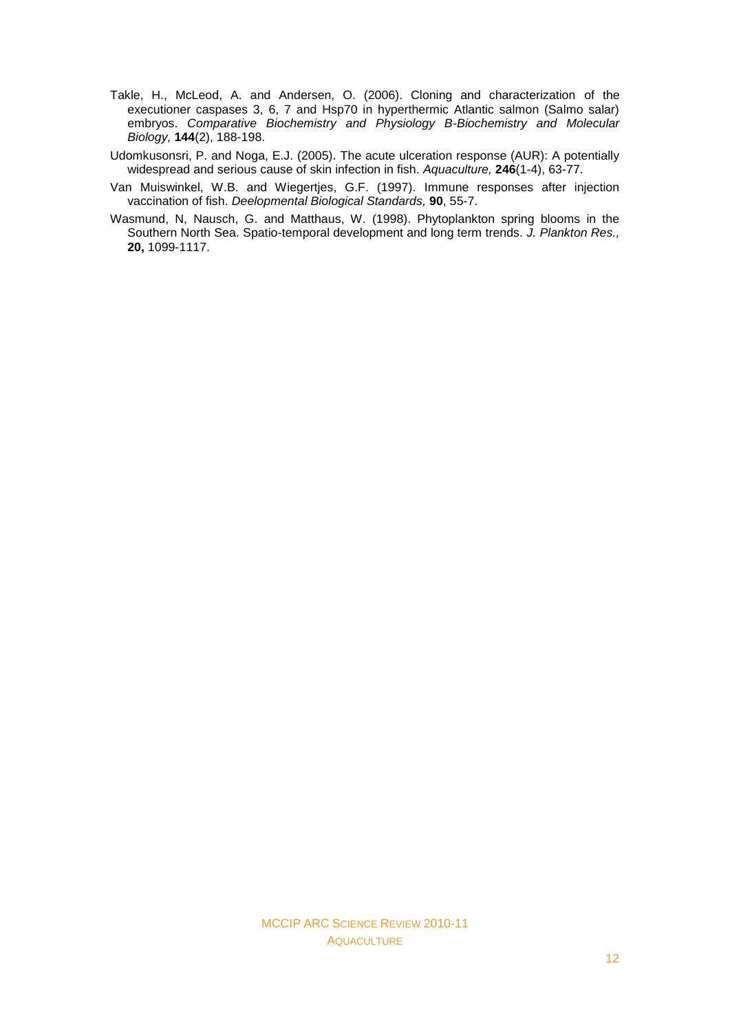Takle, H., McLeod, A. and Andersen, O. (2006). Cloning and characterization of the executioner caspases 3, 6, 7 and Hsp70 in hyperthermic Atlantic salmon (Salmo salar) embryos. *Comparative Biochemistry and Physiology B-Biochemistry and Molecular Biology,* **144**(2), 188-198.

Udomkusonsri, P. and Noga, E.J. (2005). The acute ulceration response (AUR): A potentially widespread and serious cause of skin infection in fish. *Aquaculture,* **246**(1-4), 63-77.

Van Muiswinkel, W.B. and Wiegertjes, G.F. (1997). Immune responses after injection vaccination of fish. *Deelopmental Biological Standards,* **90**, 55-7.

Wasmund, N, Nausch, G. and Matthaus, W. (1998). Phytoplankton spring blooms in the Southern North Sea. Spatio-temporal development and long term trends. *J. Plankton Res.,* **20,** 1099-1117.